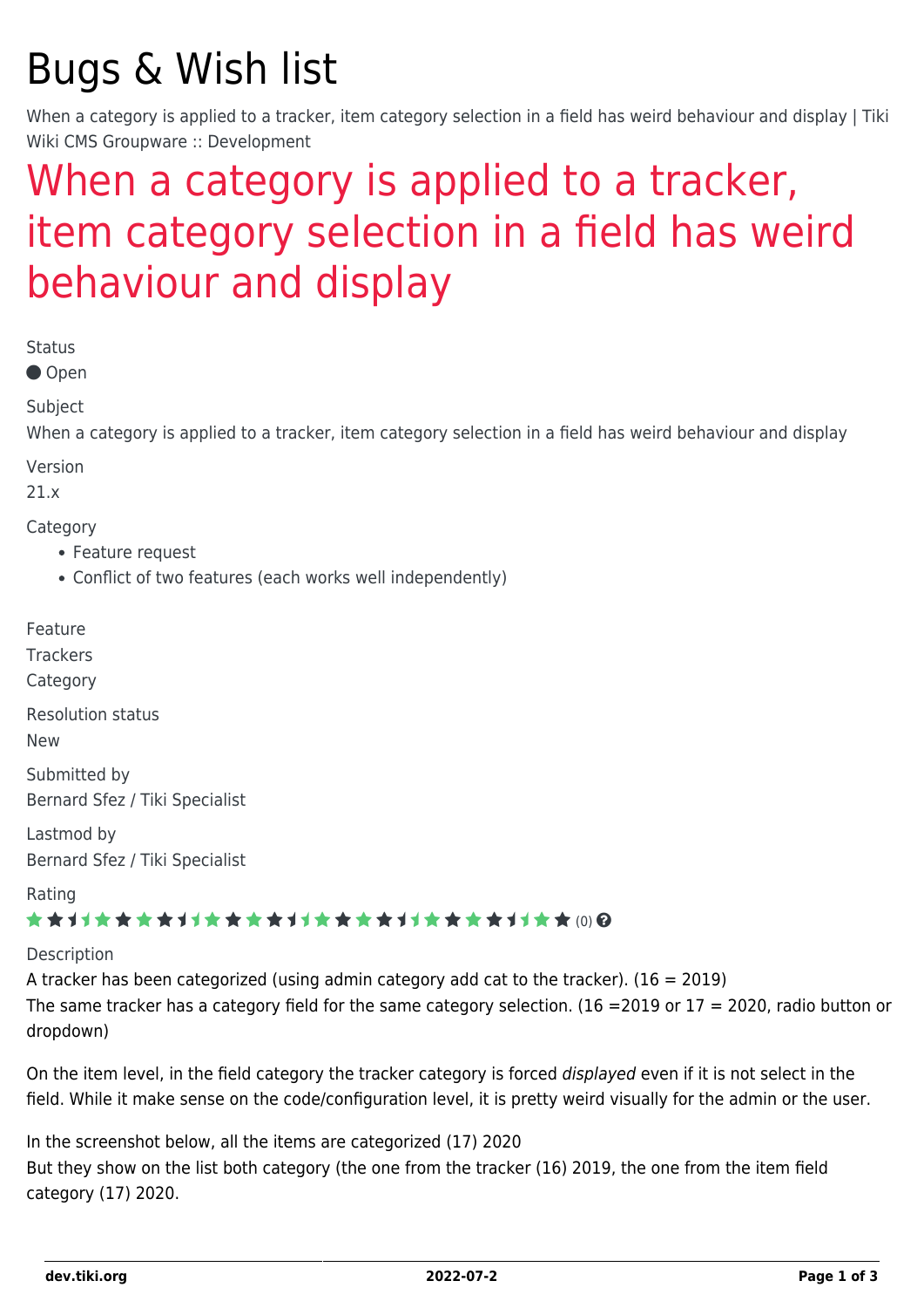# Bugs & Wish list

When a category is applied to a tracker, item category selection in a field has weird behaviour and display | Tiki Wiki CMS Groupware :: Development

## When a category is applied to a tracker, item category selection in a field has weird behaviour and display

Status

● Open

Subject

When a category is applied to a tracker, item category selection in a field has weird behaviour and display

Version

21.x

Category

- Feature request
- Conflict of two features (each works well independently)

Feature

Trackers

Category

Resolution status

New

Submitted by

Bernard Sfez / Tiki Specialist

Lastmod by

Bernard Sfez / Tiki Specialist

Rating

(0)

Description

A tracker has been categorized (using admin category add cat to the tracker). (16 = 2019)
The same tracker has a category field for the same category selection. (16 =2019 or 17 = 2020, radio button or dropdown)

On the item level, in the field category the tracker category is forced *displayed* even if it is not select in the field. While it make sense on the code/configuration level, it is pretty weird visually for the admin or the user.

In the screenshot below, all the items are categorized (17) 2020
But they show on the list both category (the one from the tracker (16) 2019, the one from the item field category (17) 2020.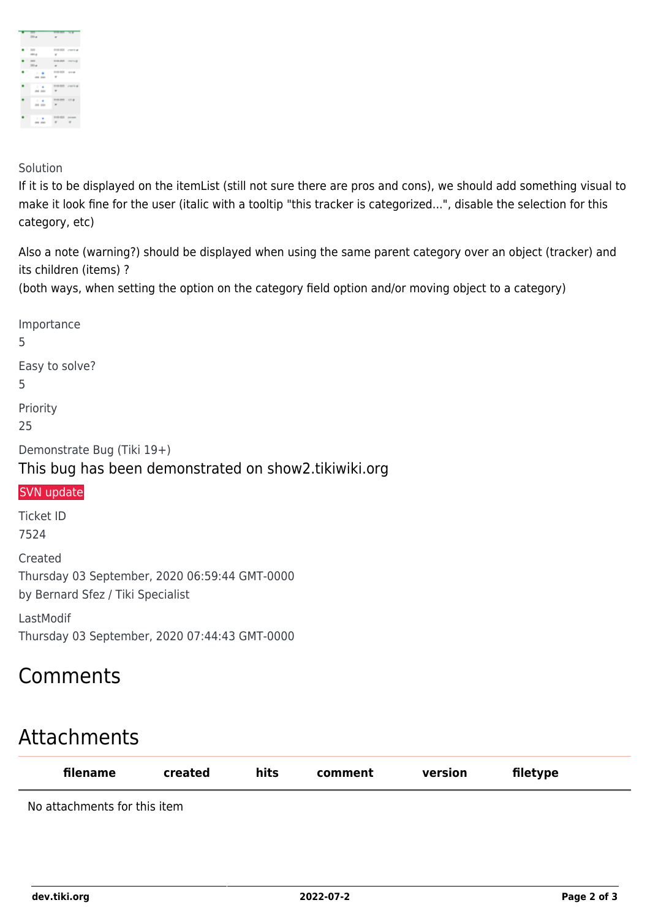Solution

If it is to be displayed on the itemList (still not sure there are pros and cons), we should add something visual to make it look fine for the user (italic with a tooltip "this tracker is categorized...", disable the selection for this category, etc)

Also a note (warning?) should be displayed when using the same parent category over an object (tracker) and its children (items) ?
(both ways, when setting the option on the category field option and/or moving object to a category)

Importance

5

Easy to solve?

5

Priority

25

Demonstrate Bug (Tiki 19+)

This bug has been demonstrated on show2.tikiwiki.org

SVN update

Ticket ID

7524

Created

Thursday 03 September, 2020 06:59:44 GMT-0000
by Bernard Sfez / Tiki Specialist

LastModif

Thursday 03 September, 2020 07:44:43 GMT-0000

# Comments

# Attachments

| filename | created | hits | comment | version | filetype |
|---|---|---|---|---|---|

No attachments for this item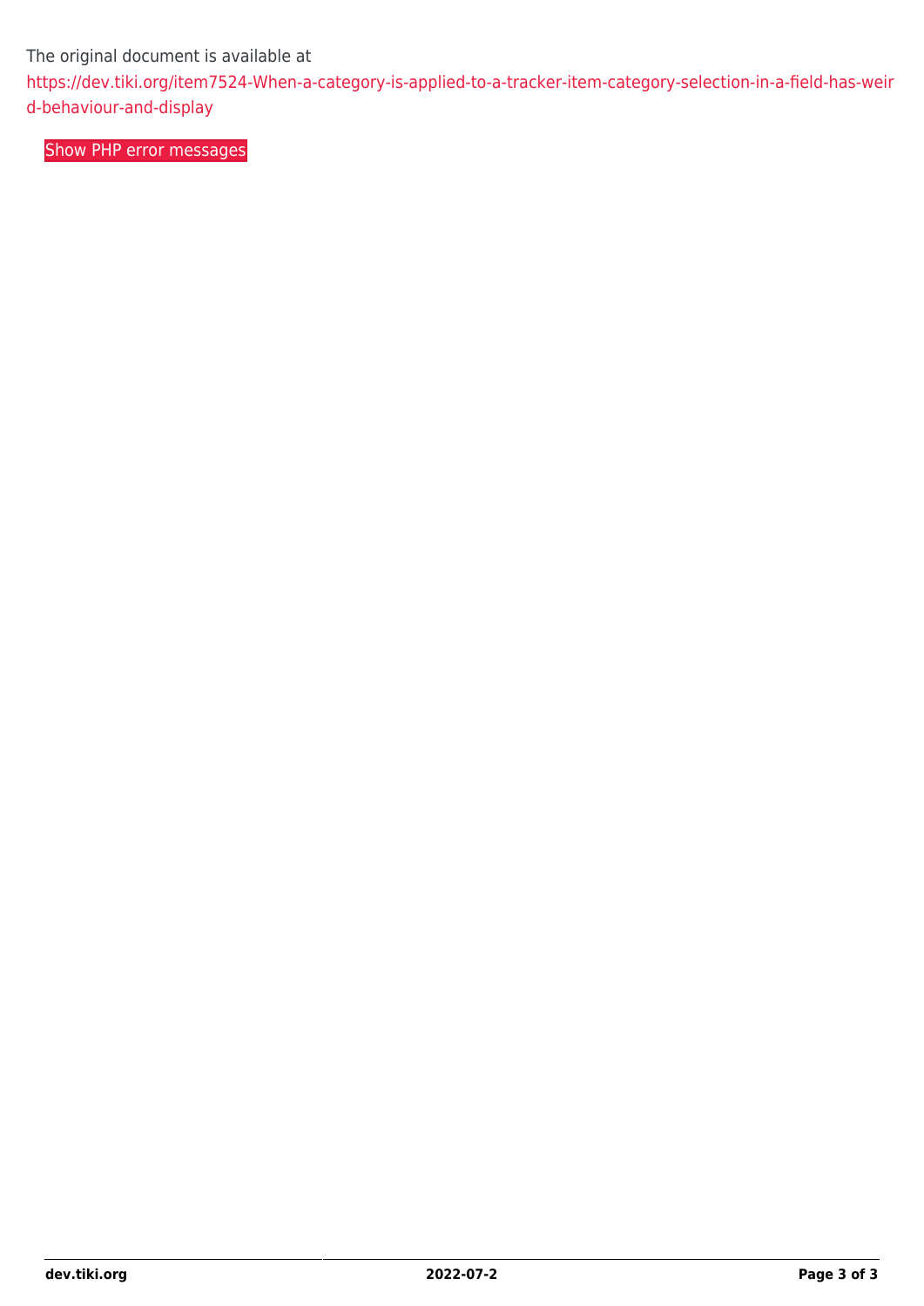The original document is available at https://dev.tiki.org/item7524-When-a-category-is-applied-to-a-tracker-item-category-selection-in-a-field-has-weird-behaviour-and-display

Show PHP error messages